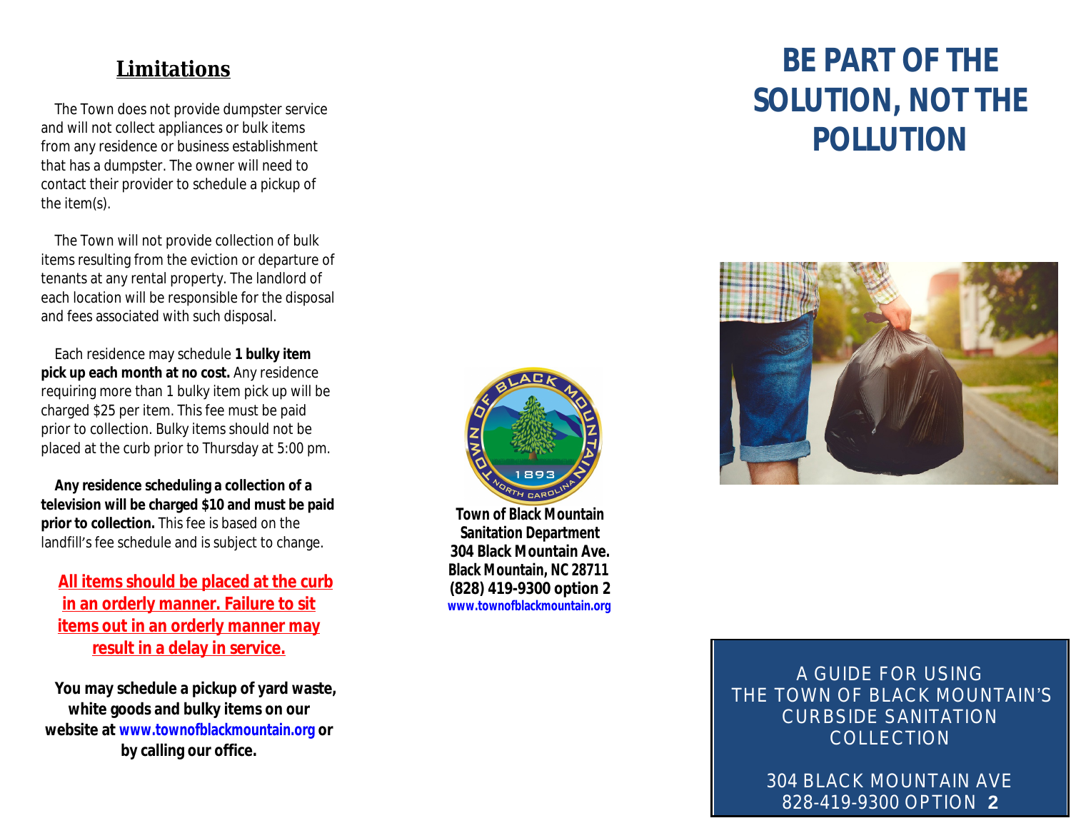## Limitations

The Town does not provide dumpster service and will not collect appliances or bulk items from any residence or business establishment that has a dumpster. The owner will need to contact their provider to schedule a pickup of the item(s).

The Town will not provide collection of bulk items resulting from the eviction or departure of tenants at any rental property. The landlord of each location will be responsible for the disposal and fees associated with such disposal.

Each residence may schedule **1 bulky item pick up each month at no cost.** Any residence requiring more than 1 bulky item pick up will be charged $25 per item. This fee must be paid prior to collection. Bulky items should not be placed at the curb prior to Thursday at 5:00 pm.

**Any residence scheduling a collection of a television will be charged $10 and must be paid prior to collection.** This fee is based on the landfill's fee schedule and is subject to change.

**All items should be placed at the curb in an orderly manner. Failure to sit items out in an orderly manner may result in a delay in service.**

**You may schedule a pickup of yard waste, white goods and bulky items on our website at www.townofblackmountain.org or by calling our office.**

**Town of Black Mountain**
**Sanitation Department**
**304 Black Mountain Ave.**
**Black Mountain, NC 28711**
**(828) 419-9300 option 2**
**www.townofblackmountain.org**

# BE PART OF THE SOLUTION, NOT THE POLLUTION

A GUIDE FOR USING THE TOWN OF BLACK MOUNTAIN'S CURBSIDE SANITATION COLLECTION

304 BLACK MOUNTAIN AVE
828-419-9300 OPTION 2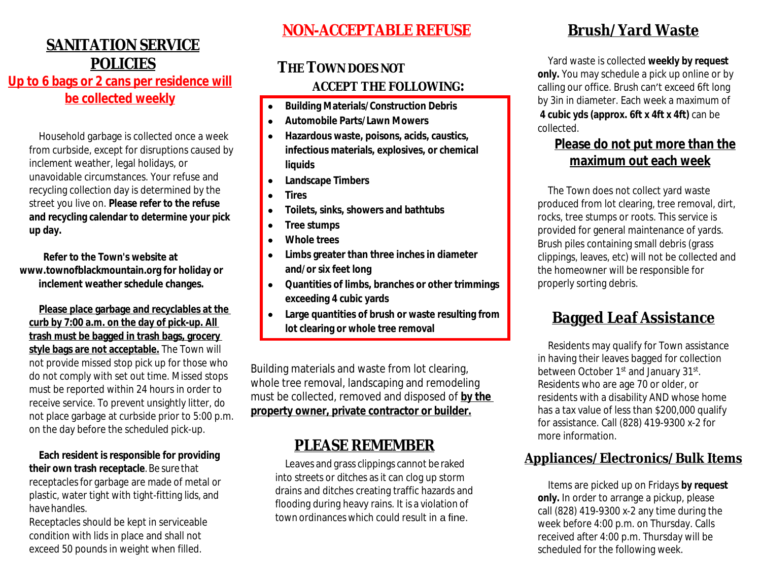# SANITATION SERVICE POLICIES

## Up to 6 bags or 2 cans per residence will be collected weekly

Household garbage is collected once a week from curbside, except for disruptions caused by inclement weather, legal holidays, or unavoidable circumstances. Your refuse and recycling collection day is determined by the street you live on. **Please refer to the refuse and recycling calendar to determine your pick up day.**

**Refer to the Town's website at www.townofblackmountain.org for holiday or inclement weather schedule changes.**

**Please place garbage and recyclables at the curb by 7:00 a.m. on the day of pick-up. All trash must be bagged in trash bags, grocery style bags are not acceptable.** The Town will not provide missed stop pick up for those who do not comply with set out time. Missed stops must be reported within 24 hours in order to receive service. To prevent unsightly litter, do not place garbage at curbside prior to 5:00 p.m. on the day before the scheduled pick-up.

**Each resident is responsible for providing their own trash receptacle**. Be sure that receptacles for garbage are made of metal or plastic, water tight with tight-fitting lids, and have handles.

Receptacles should be kept in serviceable condition with lids in place and shall not exceed 50 pounds in weight when filled.

# NON-ACCEPTABLE REFUSE

## THE TOWN DOES NOT ACCEPT THE FOLLOWING:

- **Building Materials/Construction Debris**
- **Automobile Parts/Lawn Mowers**
- **Hazardous waste, poisons, acids, caustics, infectious materials, explosives, or chemical liquids**
- **Landscape Timbers**
- **Tires**
- **Toilets, sinks, showers and bathtubs**
- **Tree stumps**
- **Whole trees**
- **Limbs greater than three inches in diameter and/or six feet long**
- **Quantities of limbs, branches or other trimmings exceeding 4 cubic yards**
- **Large quantities of brush or waste resulting from lot clearing or whole tree removal**

Building materials and waste from lot clearing, whole tree removal, landscaping and remodeling must be collected, removed and disposed of **by the property owner, private contractor or builder.**

## PLEASE REMEMBER

Leaves and grass clippings cannot be raked into streets or ditches as it can clog up storm drains and ditches creating traffic hazards and flooding during heavy rains. It is a violation of town ordinances which could result in a fine.

# Brush/Yard Waste

Yard waste is collected **weekly by request only.** You may schedule a pick up online or by calling our office. Brush can't exceed 6ft long by 3in in diameter. Each week a maximum of **4 cubic yds (approx. 6ft x 4ft x 4ft)** can be collected.

**Please do not put more than the maximum out each week**

The Town does not collect yard waste produced from lot clearing, tree removal, dirt, rocks, tree stumps or roots. This service is provided for general maintenance of yards. Brush piles containing small debris (grass clippings, leaves, etc) will not be collected and the homeowner will be responsible for properly sorting debris.

# Bagged Leaf Assistance

Residents may qualify for Town assistance in having their leaves bagged for collection between October 1st and January 31st. Residents who are age 70 or older, or residents with a disability AND whose home has a tax value of less than $200,000 qualify for assistance. Call (828) 419-9300 x-2 for more information.

## Appliances/Electronics/Bulk Items

Items are picked up on Fridays **by request only.** In order to arrange a pickup, please call (828) 419-9300 x-2 any time during the week before 4:00 p.m. on Thursday. Calls received after 4:00 p.m. Thursday will be scheduled for the following week.